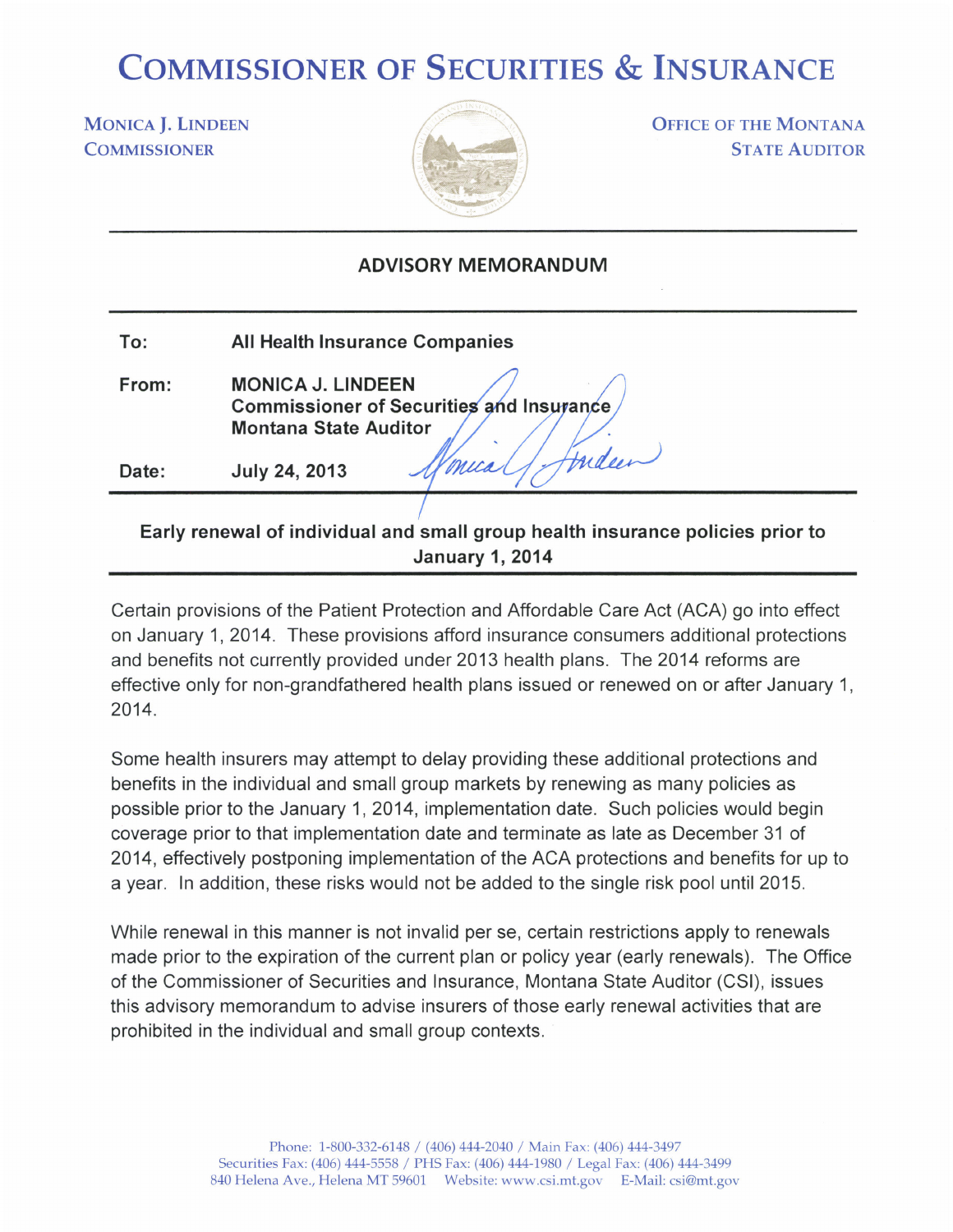# COMMISSIONER OF SECURITIES & INSURANCE

**MONICA J. LINDEEN**
**COMMISSIONER**

**OFFICE OF THE MONTANA**
**STATE AUDITOR**

## ADVISORY MEMORANDUM

| | |
|---|---|
| **To:** | **All Health Insurance Companies** |
| **From:** | **MONICA J. LINDEEN**<br>**Commissioner of Securities and Insurance**<br>**Montana State Auditor** |
| **Date:** | **July 24, 2013** |

### Early renewal of individual and small group health insurance policies prior to January 1, 2014

Certain provisions of the Patient Protection and Affordable Care Act (ACA) go into effect on January 1, 2014. These provisions afford insurance consumers additional protections and benefits not currently provided under 2013 health plans. The 2014 reforms are effective only for non-grandfathered health plans issued or renewed on or after January 1, 2014.

Some health insurers may attempt to delay providing these additional protections and benefits in the individual and small group markets by renewing as many policies as possible prior to the January 1, 2014, implementation date. Such policies would begin coverage prior to that implementation date and terminate as late as December 31 of 2014, effectively postponing implementation of the ACA protections and benefits for up to a year. In addition, these risks would not be added to the single risk pool until 2015.

While renewal in this manner is not invalid per se, certain restrictions apply to renewals made prior to the expiration of the current plan or policy year (early renewals). The Office of the Commissioner of Securities and Insurance, Montana State Auditor (CSI), issues this advisory memorandum to advise insurers of those early renewal activities that are prohibited in the individual and small group contexts.

Phone: 1-800-332-6148 / (406) 444-2040 / Main Fax: (406) 444-3497
Securities Fax: (406) 444-5558 / PHS Fax: (406) 444-1980 / Legal Fax: (406) 444-3499
840 Helena Ave., Helena MT 59601 Website: www.csi.mt.gov E-Mail: csi@mt.gov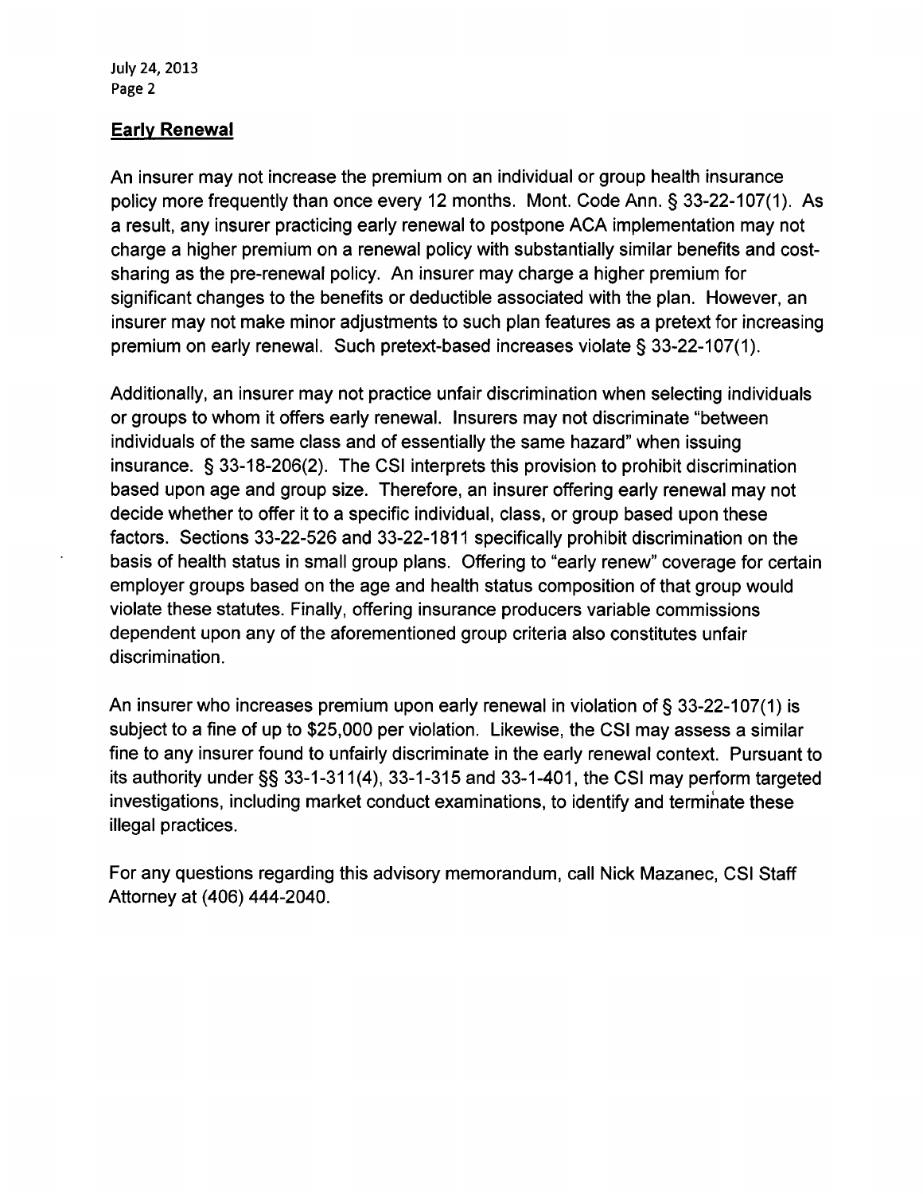## Early Renewal

An insurer may not increase the premium on an individual or group health insurance policy more frequently than once every 12 months. Mont. Code Ann. § 33-22-107(1). As a result, any insurer practicing early renewal to postpone ACA implementation may not charge a higher premium on a renewal policy with substantially similar benefits and cost-sharing as the pre-renewal policy. An insurer may charge a higher premium for significant changes to the benefits or deductible associated with the plan. However, an insurer may not make minor adjustments to such plan features as a pretext for increasing premium on early renewal. Such pretext-based increases violate § 33-22-107(1).

Additionally, an insurer may not practice unfair discrimination when selecting individuals or groups to whom it offers early renewal. Insurers may not discriminate "between individuals of the same class and of essentially the same hazard" when issuing insurance. § 33-18-206(2). The CSI interprets this provision to prohibit discrimination based upon age and group size. Therefore, an insurer offering early renewal may not decide whether to offer it to a specific individual, class, or group based upon these factors. Sections 33-22-526 and 33-22-1811 specifically prohibit discrimination on the basis of health status in small group plans. Offering to "early renew" coverage for certain employer groups based on the age and health status composition of that group would violate these statutes. Finally, offering insurance producers variable commissions dependent upon any of the aforementioned group criteria also constitutes unfair discrimination.

An insurer who increases premium upon early renewal in violation of § 33-22-107(1) is subject to a fine of up to $25,000 per violation. Likewise, the CSI may assess a similar fine to any insurer found to unfairly discriminate in the early renewal context. Pursuant to its authority under §§ 33-1-311(4), 33-1-315 and 33-1-401, the CSI may perform targeted investigations, including market conduct examinations, to identify and terminate these illegal practices.

For any questions regarding this advisory memorandum, call Nick Mazanec, CSI Staff Attorney at (406) 444-2040.